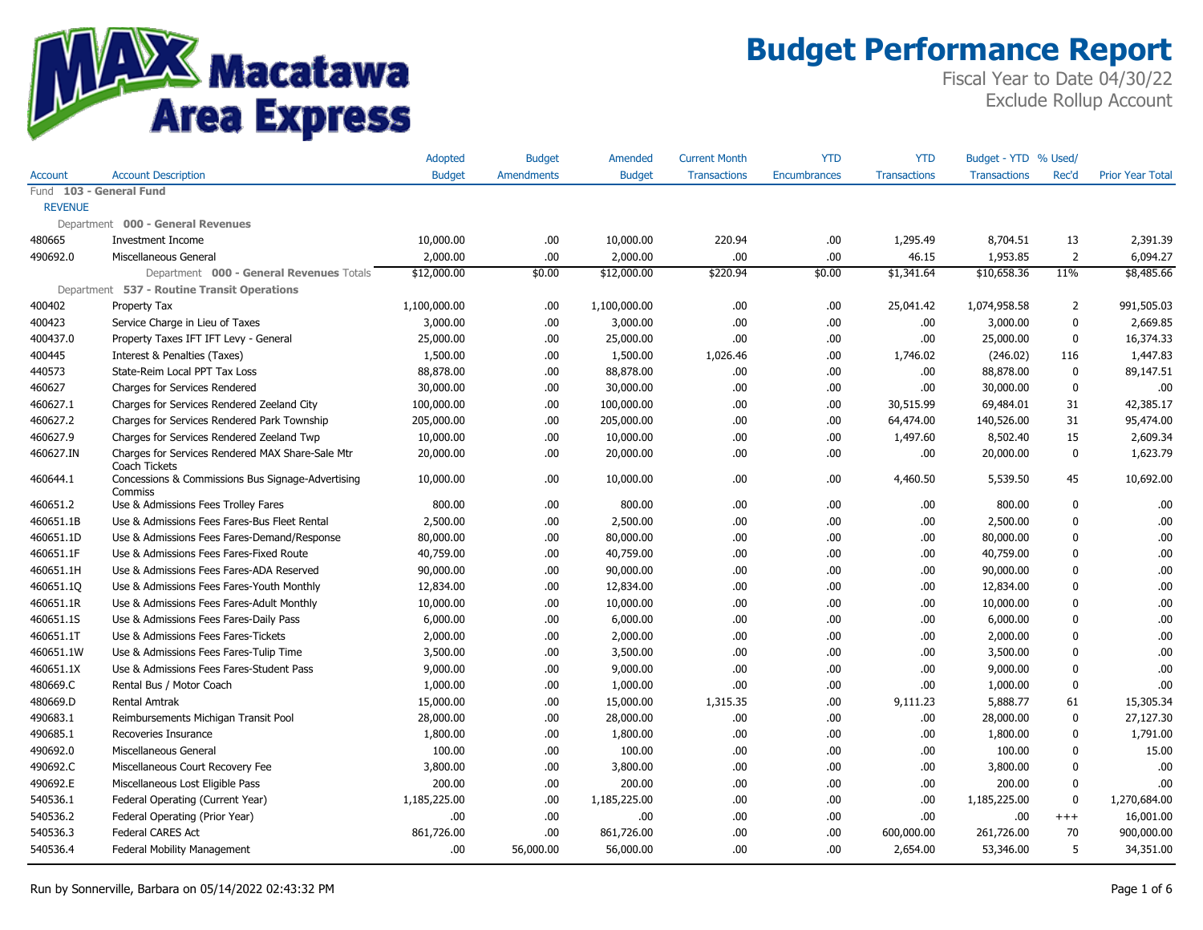# Budget Performance Report

Fiscal Year to Date 04/30/22
Exclude Rollup Account

Macatawa Area Express

| Account | Account Description | Adopted Budget | Budget Amendments | Amended Budget | Current Month Transactions | YTD Encumbrances | YTD Transactions | Budget - YTD Transactions | % Used/ Rec'd | Prior Year Total |
|---|---|---|---|---|---|---|---|---|---|---|
| Fund **103 - General Fund** | | | | | | | | | | |
| REVENUE | | | | | | | | | | |
| Department **000 - General Revenues** | | | | | | | | | | |
| 480665 | Investment Income | 10,000.00 | .00 | 10,000.00 | 220.94 | .00 | 1,295.49 | 8,704.51 | 13 | 2,391.39 |
| 490692.0 | Miscellaneous General | 2,000.00 | .00 | 2,000.00 | .00 | .00 | 46.15 | 1,953.85 | 2 | 6,094.27 |
| | Department **000 - General Revenues** Totals | $12,000.00 | $0.00 | $12,000.00 | $220.94 | $0.00 | $1,341.64 | $10,658.36 | 11% | $8,485.66 |
| Department **537 - Routine Transit Operations** | | | | | | | | | | |
| 400402 | Property Tax | 1,100,000.00 | .00 | 1,100,000.00 | .00 | .00 | 25,041.42 | 1,074,958.58 | 2 | 991,505.03 |
| 400423 | Service Charge in Lieu of Taxes | 3,000.00 | .00 | 3,000.00 | .00 | .00 | .00 | 3,000.00 | 0 | 2,669.85 |
| 400437.0 | Property Taxes IFT IFT Levy - General | 25,000.00 | .00 | 25,000.00 | .00 | .00 | .00 | 25,000.00 | 0 | 16,374.33 |
| 400445 | Interest & Penalties (Taxes) | 1,500.00 | .00 | 1,500.00 | 1,026.46 | .00 | 1,746.02 | (246.02) | 116 | 1,447.83 |
| 440573 | State-Reim Local PPT Tax Loss | 88,878.00 | .00 | 88,878.00 | .00 | .00 | .00 | 88,878.00 | 0 | 89,147.51 |
| 460627 | Charges for Services Rendered | 30,000.00 | .00 | 30,000.00 | .00 | .00 | .00 | 30,000.00 | 0 | .00 |
| 460627.1 | Charges for Services Rendered Zeeland City | 100,000.00 | .00 | 100,000.00 | .00 | .00 | 30,515.99 | 69,484.01 | 31 | 42,385.17 |
| 460627.2 | Charges for Services Rendered Park Township | 205,000.00 | .00 | 205,000.00 | .00 | .00 | 64,474.00 | 140,526.00 | 31 | 95,474.00 |
| 460627.9 | Charges for Services Rendered Zeeland Twp | 10,000.00 | .00 | 10,000.00 | .00 | .00 | 1,497.60 | 8,502.40 | 15 | 2,609.34 |
| 460627.IN | Charges for Services Rendered MAX Share-Sale Mtr Coach Tickets | 20,000.00 | .00 | 20,000.00 | .00 | .00 | .00 | 20,000.00 | 0 | 1,623.79 |
| 460644.1 | Concessions & Commissions Bus Signage-Advertising Commiss | 10,000.00 | .00 | 10,000.00 | .00 | .00 | 4,460.50 | 5,539.50 | 45 | 10,692.00 |
| 460651.2 | Use & Admissions Fees Trolley Fares | 800.00 | .00 | 800.00 | .00 | .00 | .00 | 800.00 | 0 | .00 |
| 460651.1B | Use & Admissions Fees Fares-Bus Fleet Rental | 2,500.00 | .00 | 2,500.00 | .00 | .00 | .00 | 2,500.00 | 0 | .00 |
| 460651.1D | Use & Admissions Fees Fares-Demand/Response | 80,000.00 | .00 | 80,000.00 | .00 | .00 | .00 | 80,000.00 | 0 | .00 |
| 460651.1F | Use & Admissions Fees Fares-Fixed Route | 40,759.00 | .00 | 40,759.00 | .00 | .00 | .00 | 40,759.00 | 0 | .00 |
| 460651.1H | Use & Admissions Fees Fares-ADA Reserved | 90,000.00 | .00 | 90,000.00 | .00 | .00 | .00 | 90,000.00 | 0 | .00 |
| 460651.1Q | Use & Admissions Fees Fares-Youth Monthly | 12,834.00 | .00 | 12,834.00 | .00 | .00 | .00 | 12,834.00 | 0 | .00 |
| 460651.1R | Use & Admissions Fees Fares-Adult Monthly | 10,000.00 | .00 | 10,000.00 | .00 | .00 | .00 | 10,000.00 | 0 | .00 |
| 460651.1S | Use & Admissions Fees Fares-Daily Pass | 6,000.00 | .00 | 6,000.00 | .00 | .00 | .00 | 6,000.00 | 0 | .00 |
| 460651.1T | Use & Admissions Fees Fares-Tickets | 2,000.00 | .00 | 2,000.00 | .00 | .00 | .00 | 2,000.00 | 0 | .00 |
| 460651.1W | Use & Admissions Fees Fares-Tulip Time | 3,500.00 | .00 | 3,500.00 | .00 | .00 | .00 | 3,500.00 | 0 | .00 |
| 460651.1X | Use & Admissions Fees Fares-Student Pass | 9,000.00 | .00 | 9,000.00 | .00 | .00 | .00 | 9,000.00 | 0 | .00 |
| 480669.C | Rental Bus / Motor Coach | 1,000.00 | .00 | 1,000.00 | .00 | .00 | .00 | 1,000.00 | 0 | .00 |
| 480669.D | Rental Amtrak | 15,000.00 | .00 | 15,000.00 | 1,315.35 | .00 | 9,111.23 | 5,888.77 | 61 | 15,305.34 |
| 490683.1 | Reimbursements Michigan Transit Pool | 28,000.00 | .00 | 28,000.00 | .00 | .00 | .00 | 28,000.00 | 0 | 27,127.30 |
| 490685.1 | Recoveries Insurance | 1,800.00 | .00 | 1,800.00 | .00 | .00 | .00 | 1,800.00 | 0 | 1,791.00 |
| 490692.0 | Miscellaneous General | 100.00 | .00 | 100.00 | .00 | .00 | .00 | 100.00 | 0 | 15.00 |
| 490692.C | Miscellaneous Court Recovery Fee | 3,800.00 | .00 | 3,800.00 | .00 | .00 | .00 | 3,800.00 | 0 | .00 |
| 490692.E | Miscellaneous Lost Eligible Pass | 200.00 | .00 | 200.00 | .00 | .00 | .00 | 200.00 | 0 | .00 |
| 540536.1 | Federal Operating (Current Year) | 1,185,225.00 | .00 | 1,185,225.00 | .00 | .00 | .00 | 1,185,225.00 | 0 | 1,270,684.00 |
| 540536.2 | Federal Operating (Prior Year) | .00 | .00 | .00 | .00 | .00 | .00 | .00 | +++ | 16,001.00 |
| 540536.3 | Federal CARES Act | 861,726.00 | .00 | 861,726.00 | .00 | .00 | 600,000.00 | 261,726.00 | 70 | 900,000.00 |
| 540536.4 | Federal Mobility Management | .00 | 56,000.00 | 56,000.00 | .00 | .00 | 2,654.00 | 53,346.00 | 5 | 34,351.00 |

Run by Sonnerville, Barbara on 05/14/2022 02:43:32 PM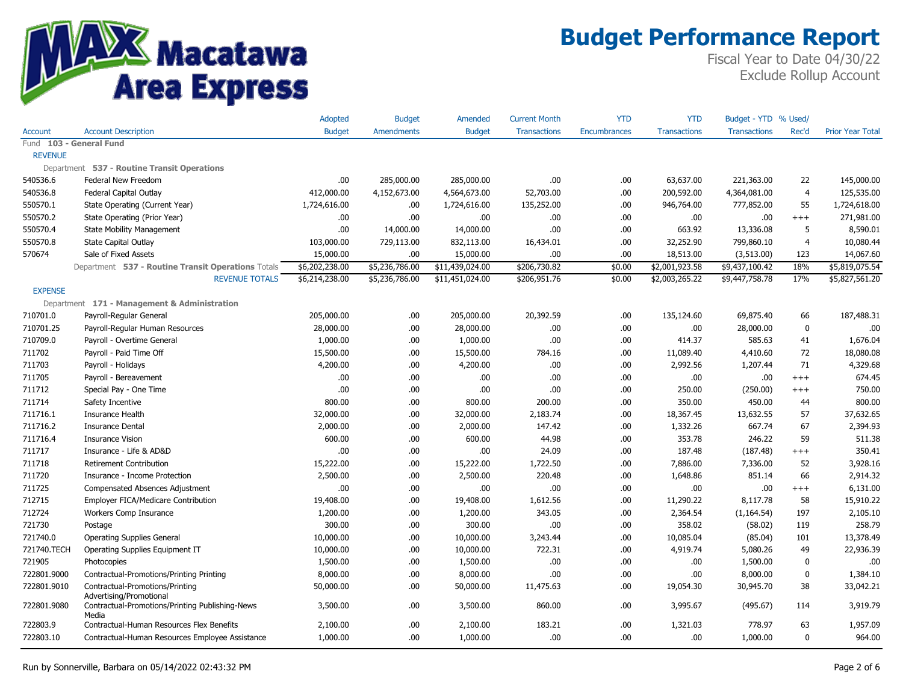# Budget Performance Report

Fiscal Year to Date 04/30/22
Exclude Rollup Account

| Account | Account Description | Adopted Budget | Budget Amendments | Amended Budget | Current Month Transactions | YTD Encumbrances | YTD Transactions | Budget - YTD Transactions | % Used/ Rec'd | Prior Year Total |
|---|---|---|---|---|---|---|---|---|---|---|
| Fund **103 - General Fund** | | | | | | | | | | |
| REVENUE | | | | | | | | | | |
| Department **537 - Routine Transit Operations** | | | | | | | | | | |
| 540536.6 | Federal New Freedom | .00 | 285,000.00 | 285,000.00 | .00 | .00 | 63,637.00 | 221,363.00 | 22 | 145,000.00 |
| 540536.8 | Federal Capital Outlay | 412,000.00 | 4,152,673.00 | 4,564,673.00 | 52,703.00 | .00 | 200,592.00 | 4,364,081.00 | 4 | 125,535.00 |
| 550570.1 | State Operating (Current Year) | 1,724,616.00 | .00 | 1,724,616.00 | 135,252.00 | .00 | 946,764.00 | 777,852.00 | 55 | 1,724,618.00 |
| 550570.2 | State Operating (Prior Year) | .00 | .00 | .00 | .00 | .00 | .00 | .00 | +++ | 271,981.00 |
| 550570.4 | State Mobility Management | .00 | 14,000.00 | 14,000.00 | .00 | .00 | 663.92 | 13,336.08 | 5 | 8,590.01 |
| 550570.8 | State Capital Outlay | 103,000.00 | 729,113.00 | 832,113.00 | 16,434.01 | .00 | 32,252.90 | 799,860.10 | 4 | 10,080.44 |
| 570674 | Sale of Fixed Assets | 15,000.00 | .00 | 15,000.00 | .00 | .00 | 18,513.00 | (3,513.00) | 123 | 14,067.60 |
| | Department **537 - Routine Transit Operations** Totals | $6,202,238.00 | $5,236,786.00 | $11,439,024.00 | $206,730.82 | $0.00 | $2,001,923.58 | $9,437,100.42 | 18% | $5,819,075.54 |
| | REVENUE TOTALS | $6,214,238.00 | $5,236,786.00 | $11,451,024.00 | $206,951.76 | $0.00 | $2,003,265.22 | $9,447,758.78 | 17% | $5,827,561.20 |
| EXPENSE | | | | | | | | | | |
| Department **171 - Management & Administration** | | | | | | | | | | |
| 710701.0 | Payroll-Regular General | 205,000.00 | .00 | 205,000.00 | 20,392.59 | .00 | 135,124.60 | 69,875.40 | 66 | 187,488.31 |
| 710701.25 | Payroll-Regular Human Resources | 28,000.00 | .00 | 28,000.00 | .00 | .00 | .00 | 28,000.00 | 0 | .00 |
| 710709.0 | Payroll - Overtime General | 1,000.00 | .00 | 1,000.00 | .00 | .00 | 414.37 | 585.63 | 41 | 1,676.04 |
| 711702 | Payroll - Paid Time Off | 15,500.00 | .00 | 15,500.00 | 784.16 | .00 | 11,089.40 | 4,410.60 | 72 | 18,080.08 |
| 711703 | Payroll - Holidays | 4,200.00 | .00 | 4,200.00 | .00 | .00 | 2,992.56 | 1,207.44 | 71 | 4,329.68 |
| 711705 | Payroll - Bereavement | .00 | .00 | .00 | .00 | .00 | .00 | .00 | +++ | 674.45 |
| 711712 | Special Pay - One Time | .00 | .00 | .00 | .00 | .00 | 250.00 | (250.00) | +++ | 750.00 |
| 711714 | Safety Incentive | 800.00 | .00 | 800.00 | 200.00 | .00 | 350.00 | 450.00 | 44 | 800.00 |
| 711716.1 | Insurance Health | 32,000.00 | .00 | 32,000.00 | 2,183.74 | .00 | 18,367.45 | 13,632.55 | 57 | 37,632.65 |
| 711716.2 | Insurance Dental | 2,000.00 | .00 | 2,000.00 | 147.42 | .00 | 1,332.26 | 667.74 | 67 | 2,394.93 |
| 711716.4 | Insurance Vision | 600.00 | .00 | 600.00 | 44.98 | .00 | 353.78 | 246.22 | 59 | 511.38 |
| 711717 | Insurance - Life & AD&D | .00 | .00 | .00 | 24.09 | .00 | 187.48 | (187.48) | +++ | 350.41 |
| 711718 | Retirement Contribution | 15,222.00 | .00 | 15,222.00 | 1,722.50 | .00 | 7,886.00 | 7,336.00 | 52 | 3,928.16 |
| 711720 | Insurance - Income Protection | 2,500.00 | .00 | 2,500.00 | 220.48 | .00 | 1,648.86 | 851.14 | 66 | 2,914.32 |
| 711725 | Compensated Absences Adjustment | .00 | .00 | .00 | .00 | .00 | .00 | .00 | +++ | 6,131.00 |
| 712715 | Employer FICA/Medicare Contribution | 19,408.00 | .00 | 19,408.00 | 1,612.56 | .00 | 11,290.22 | 8,117.78 | 58 | 15,910.22 |
| 712724 | Workers Comp Insurance | 1,200.00 | .00 | 1,200.00 | 343.05 | .00 | 2,364.54 | (1,164.54) | 197 | 2,105.10 |
| 721730 | Postage | 300.00 | .00 | 300.00 | .00 | .00 | 358.02 | (58.02) | 119 | 258.79 |
| 721740.0 | Operating Supplies General | 10,000.00 | .00 | 10,000.00 | 3,243.44 | .00 | 10,085.04 | (85.04) | 101 | 13,378.49 |
| 721740.TECH | Operating Supplies Equipment IT | 10,000.00 | .00 | 10,000.00 | 722.31 | .00 | 4,919.74 | 5,080.26 | 49 | 22,936.39 |
| 721905 | Photocopies | 1,500.00 | .00 | 1,500.00 | .00 | .00 | .00 | 1,500.00 | 0 | .00 |
| 722801.9000 | Contractual-Promotions/Printing Printing | 8,000.00 | .00 | 8,000.00 | .00 | .00 | .00 | 8,000.00 | 0 | 1,384.10 |
| 722801.9010 | Contractual-Promotions/Printing Advertising/Promotional | 50,000.00 | .00 | 50,000.00 | 11,475.63 | .00 | 19,054.30 | 30,945.70 | 38 | 33,042.21 |
| 722801.9080 | Contractual-Promotions/Printing Publishing-News Media | 3,500.00 | .00 | 3,500.00 | 860.00 | .00 | 3,995.67 | (495.67) | 114 | 3,919.79 |
| 722803.9 | Contractual-Human Resources Flex Benefits | 2,100.00 | .00 | 2,100.00 | 183.21 | .00 | 1,321.03 | 778.97 | 63 | 1,957.09 |
| 722803.10 | Contractual-Human Resources Employee Assistance | 1,000.00 | .00 | 1,000.00 | .00 | .00 | .00 | 1,000.00 | 0 | 964.00 |

Run by Sonnerville, Barbara on 05/14/2022 02:43:32 PM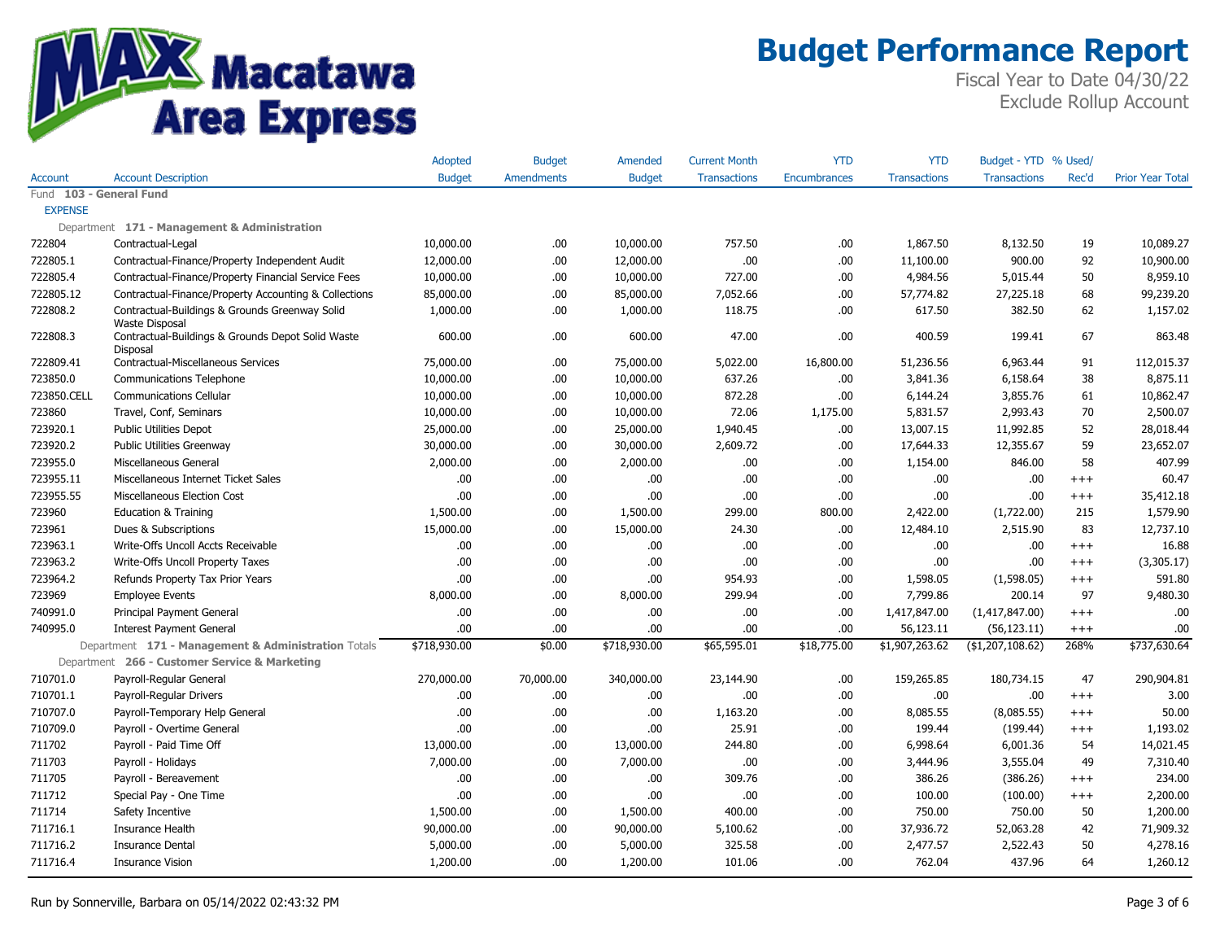# Budget Performance Report

Fiscal Year to Date 04/30/22
Exclude Rollup Account

| Account | Account Description | Adopted Budget | Budget Amendments | Amended Budget | Current Month Transactions | YTD Encumbrances | YTD Transactions | Budget - YTD Transactions | % Used/ Rec'd | Prior Year Total |
|---|---|---|---|---|---|---|---|---|---|---|
| Fund **103 - General Fund** | | | | | | | | | | |
| EXPENSE | | | | | | | | | | |
| Department **171 - Management & Administration** | | | | | | | | | | |
| 722804 | Contractual-Legal | 10,000.00 | .00 | 10,000.00 | 757.50 | .00 | 1,867.50 | 8,132.50 | 19 | 10,089.27 |
| 722805.1 | Contractual-Finance/Property Independent Audit | 12,000.00 | .00 | 12,000.00 | .00 | .00 | 11,100.00 | 900.00 | 92 | 10,900.00 |
| 722805.4 | Contractual-Finance/Property Financial Service Fees | 10,000.00 | .00 | 10,000.00 | 727.00 | .00 | 4,984.56 | 5,015.44 | 50 | 8,959.10 |
| 722805.12 | Contractual-Finance/Property Accounting & Collections | 85,000.00 | .00 | 85,000.00 | 7,052.66 | .00 | 57,774.82 | 27,225.18 | 68 | 99,239.20 |
| 722808.2 | Contractual-Buildings & Grounds Greenway Solid Waste Disposal | 1,000.00 | .00 | 1,000.00 | 118.75 | .00 | 617.50 | 382.50 | 62 | 1,157.02 |
| 722808.3 | Contractual-Buildings & Grounds Depot Solid Waste Disposal | 600.00 | .00 | 600.00 | 47.00 | .00 | 400.59 | 199.41 | 67 | 863.48 |
| 722809.41 | Contractual-Miscellaneous Services | 75,000.00 | .00 | 75,000.00 | 5,022.00 | 16,800.00 | 51,236.56 | 6,963.44 | 91 | 112,015.37 |
| 723850.0 | Communications Telephone | 10,000.00 | .00 | 10,000.00 | 637.26 | .00 | 3,841.36 | 6,158.64 | 38 | 8,875.11 |
| 723850.CELL | Communications Cellular | 10,000.00 | .00 | 10,000.00 | 872.28 | .00 | 6,144.24 | 3,855.76 | 61 | 10,862.47 |
| 723860 | Travel, Conf, Seminars | 10,000.00 | .00 | 10,000.00 | 72.06 | 1,175.00 | 5,831.57 | 2,993.43 | 70 | 2,500.07 |
| 723920.1 | Public Utilities Depot | 25,000.00 | .00 | 25,000.00 | 1,940.45 | .00 | 13,007.15 | 11,992.85 | 52 | 28,018.44 |
| 723920.2 | Public Utilities Greenway | 30,000.00 | .00 | 30,000.00 | 2,609.72 | .00 | 17,644.33 | 12,355.67 | 59 | 23,652.07 |
| 723955.0 | Miscellaneous General | 2,000.00 | .00 | 2,000.00 | .00 | .00 | 1,154.00 | 846.00 | 58 | 407.99 |
| 723955.11 | Miscellaneous Internet Ticket Sales | .00 | .00 | .00 | .00 | .00 | .00 | .00 | +++ | 60.47 |
| 723955.55 | Miscellaneous Election Cost | .00 | .00 | .00 | .00 | .00 | .00 | .00 | +++ | 35,412.18 |
| 723960 | Education & Training | 1,500.00 | .00 | 1,500.00 | 299.00 | 800.00 | 2,422.00 | (1,722.00) | 215 | 1,579.90 |
| 723961 | Dues & Subscriptions | 15,000.00 | .00 | 15,000.00 | 24.30 | .00 | 12,484.10 | 2,515.90 | 83 | 12,737.10 |
| 723963.1 | Write-Offs Uncoll Accts Receivable | .00 | .00 | .00 | .00 | .00 | .00 | .00 | +++ | 16.88 |
| 723963.2 | Write-Offs Uncoll Property Taxes | .00 | .00 | .00 | .00 | .00 | .00 | .00 | +++ | (3,305.17) |
| 723964.2 | Refunds Property Tax Prior Years | .00 | .00 | .00 | 954.93 | .00 | 1,598.05 | (1,598.05) | +++ | 591.80 |
| 723969 | Employee Events | 8,000.00 | .00 | 8,000.00 | 299.94 | .00 | 7,799.86 | 200.14 | 97 | 9,480.30 |
| 740991.0 | Principal Payment General | .00 | .00 | .00 | .00 | .00 | 1,417,847.00 | (1,417,847.00) | +++ | .00 |
| 740995.0 | Interest Payment General | .00 | .00 | .00 | .00 | .00 | 56,123.11 | (56,123.11) | +++ | .00 |
| | Department **171 - Management & Administration** Totals | $718,930.00 | $0.00 | $718,930.00 | $65,595.01 | $18,775.00 | $1,907,263.62 | ($1,207,108.62) | 268% | $737,630.64 |
| Department **266 - Customer Service & Marketing** | | | | | | | | | | |
| 710701.0 | Payroll-Regular General | 270,000.00 | 70,000.00 | 340,000.00 | 23,144.90 | .00 | 159,265.85 | 180,734.15 | 47 | 290,904.81 |
| 710701.1 | Payroll-Regular Drivers | .00 | .00 | .00 | .00 | .00 | .00 | .00 | +++ | 3.00 |
| 710707.0 | Payroll-Temporary Help General | .00 | .00 | .00 | 1,163.20 | .00 | 8,085.55 | (8,085.55) | +++ | 50.00 |
| 710709.0 | Payroll - Overtime General | .00 | .00 | .00 | 25.91 | .00 | 199.44 | (199.44) | +++ | 1,193.02 |
| 711702 | Payroll - Paid Time Off | 13,000.00 | .00 | 13,000.00 | 244.80 | .00 | 6,998.64 | 6,001.36 | 54 | 14,021.45 |
| 711703 | Payroll - Holidays | 7,000.00 | .00 | 7,000.00 | .00 | .00 | 3,444.96 | 3,555.04 | 49 | 7,310.40 |
| 711705 | Payroll - Bereavement | .00 | .00 | .00 | 309.76 | .00 | 386.26 | (386.26) | +++ | 234.00 |
| 711712 | Special Pay - One Time | .00 | .00 | .00 | .00 | .00 | 100.00 | (100.00) | +++ | 2,200.00 |
| 711714 | Safety Incentive | 1,500.00 | .00 | 1,500.00 | 400.00 | .00 | 750.00 | 750.00 | 50 | 1,200.00 |
| 711716.1 | Insurance Health | 90,000.00 | .00 | 90,000.00 | 5,100.62 | .00 | 37,936.72 | 52,063.28 | 42 | 71,909.32 |
| 711716.2 | Insurance Dental | 5,000.00 | .00 | 5,000.00 | 325.58 | .00 | 2,477.57 | 2,522.43 | 50 | 4,278.16 |
| 711716.4 | Insurance Vision | 1,200.00 | .00 | 1,200.00 | 101.06 | .00 | 762.04 | 437.96 | 64 | 1,260.12 |

Run by Sonnerville, Barbara on 05/14/2022 02:43:32 PM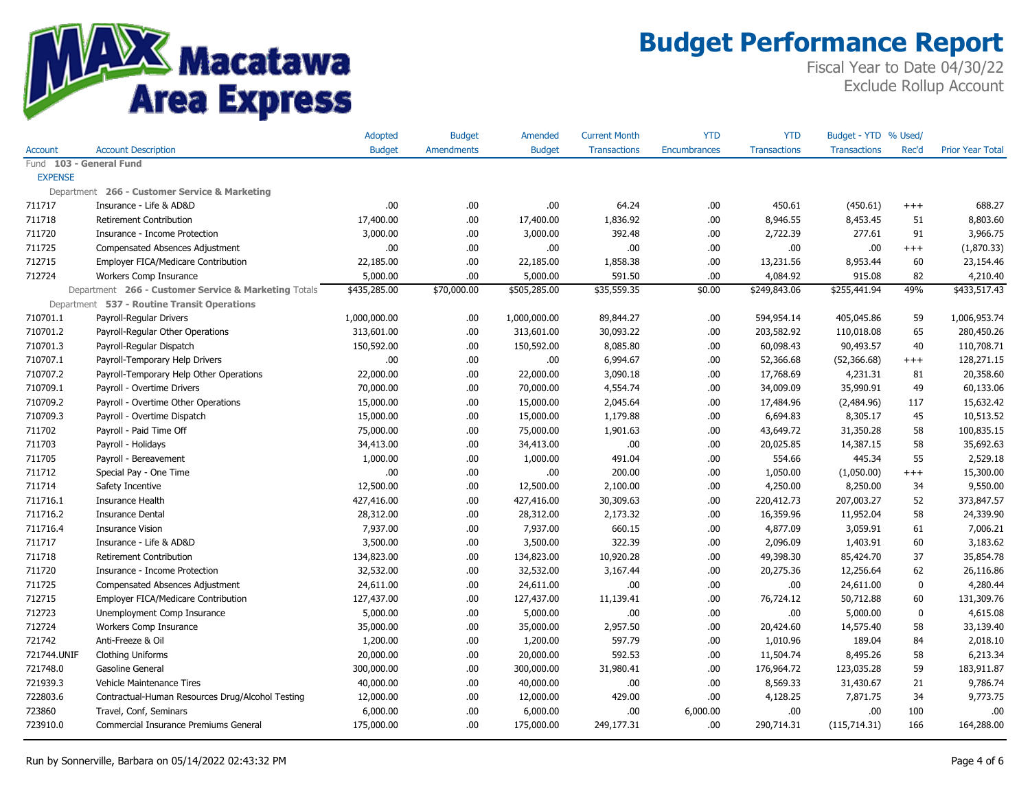# Budget Performance Report

Fiscal Year to Date 04/30/22
Exclude Rollup Account

| Account | Account Description | Adopted Budget | Budget Amendments | Amended Budget | Current Month Transactions | YTD Encumbrances | YTD Transactions | Budget - YTD Transactions | % Used/ Rec'd | Prior Year Total |
|---|---|---|---|---|---|---|---|---|---|---|
| Fund **103 - General Fund** | | | | | | | | | | |
| EXPENSE | | | | | | | | | | |
| Department **266 - Customer Service & Marketing** | | | | | | | | | | |
| 711717 | Insurance - Life & AD&D | .00 | .00 | .00 | 64.24 | .00 | 450.61 | (450.61) | +++ | 688.27 |
| 711718 | Retirement Contribution | 17,400.00 | .00 | 17,400.00 | 1,836.92 | .00 | 8,946.55 | 8,453.45 | 51 | 8,803.60 |
| 711720 | Insurance - Income Protection | 3,000.00 | .00 | 3,000.00 | 392.48 | .00 | 2,722.39 | 277.61 | 91 | 3,966.75 |
| 711725 | Compensated Absences Adjustment | .00 | .00 | .00 | .00 | .00 | .00 | .00 | +++ | (1,870.33) |
| 712715 | Employer FICA/Medicare Contribution | 22,185.00 | .00 | 22,185.00 | 1,858.38 | .00 | 13,231.56 | 8,953.44 | 60 | 23,154.46 |
| 712724 | Workers Comp Insurance | 5,000.00 | .00 | 5,000.00 | 591.50 | .00 | 4,084.92 | 915.08 | 82 | 4,210.40 |
| Department **266 - Customer Service & Marketing** Totals | | $435,285.00 | $70,000.00 | $505,285.00 | $35,559.35 | $0.00 | $249,843.06 | $255,441.94 | 49% | $433,517.43 |
| Department **537 - Routine Transit Operations** | | | | | | | | | | |
| 710701.1 | Payroll-Regular Drivers | 1,000,000.00 | .00 | 1,000,000.00 | 89,844.27 | .00 | 594,954.14 | 405,045.86 | 59 | 1,006,953.74 |
| 710701.2 | Payroll-Regular Other Operations | 313,601.00 | .00 | 313,601.00 | 30,093.22 | .00 | 203,582.92 | 110,018.08 | 65 | 280,450.26 |
| 710701.3 | Payroll-Regular Dispatch | 150,592.00 | .00 | 150,592.00 | 8,085.80 | .00 | 60,098.43 | 90,493.57 | 40 | 110,708.71 |
| 710707.1 | Payroll-Temporary Help Drivers | .00 | .00 | .00 | 6,994.67 | .00 | 52,366.68 | (52,366.68) | +++ | 128,271.15 |
| 710707.2 | Payroll-Temporary Help Other Operations | 22,000.00 | .00 | 22,000.00 | 3,090.18 | .00 | 17,768.69 | 4,231.31 | 81 | 20,358.60 |
| 710709.1 | Payroll - Overtime Drivers | 70,000.00 | .00 | 70,000.00 | 4,554.74 | .00 | 34,009.09 | 35,990.91 | 49 | 60,133.06 |
| 710709.2 | Payroll - Overtime Other Operations | 15,000.00 | .00 | 15,000.00 | 2,045.64 | .00 | 17,484.96 | (2,484.96) | 117 | 15,632.42 |
| 710709.3 | Payroll - Overtime Dispatch | 15,000.00 | .00 | 15,000.00 | 1,179.88 | .00 | 6,694.83 | 8,305.17 | 45 | 10,513.52 |
| 711702 | Payroll - Paid Time Off | 75,000.00 | .00 | 75,000.00 | 1,901.63 | .00 | 43,649.72 | 31,350.28 | 58 | 100,835.15 |
| 711703 | Payroll - Holidays | 34,413.00 | .00 | 34,413.00 | .00 | .00 | 20,025.85 | 14,387.15 | 58 | 35,692.63 |
| 711705 | Payroll - Bereavement | 1,000.00 | .00 | 1,000.00 | 491.04 | .00 | 554.66 | 445.34 | 55 | 2,529.18 |
| 711712 | Special Pay - One Time | .00 | .00 | .00 | 200.00 | .00 | 1,050.00 | (1,050.00) | +++ | 15,300.00 |
| 711714 | Safety Incentive | 12,500.00 | .00 | 12,500.00 | 2,100.00 | .00 | 4,250.00 | 8,250.00 | 34 | 9,550.00 |
| 711716.1 | Insurance Health | 427,416.00 | .00 | 427,416.00 | 30,309.63 | .00 | 220,412.73 | 207,003.27 | 52 | 373,847.57 |
| 711716.2 | Insurance Dental | 28,312.00 | .00 | 28,312.00 | 2,173.32 | .00 | 16,359.96 | 11,952.04 | 58 | 24,339.90 |
| 711716.4 | Insurance Vision | 7,937.00 | .00 | 7,937.00 | 660.15 | .00 | 4,877.09 | 3,059.91 | 61 | 7,006.21 |
| 711717 | Insurance - Life & AD&D | 3,500.00 | .00 | 3,500.00 | 322.39 | .00 | 2,096.09 | 1,403.91 | 60 | 3,183.62 |
| 711718 | Retirement Contribution | 134,823.00 | .00 | 134,823.00 | 10,920.28 | .00 | 49,398.30 | 85,424.70 | 37 | 35,854.78 |
| 711720 | Insurance - Income Protection | 32,532.00 | .00 | 32,532.00 | 3,167.44 | .00 | 20,275.36 | 12,256.64 | 62 | 26,116.86 |
| 711725 | Compensated Absences Adjustment | 24,611.00 | .00 | 24,611.00 | .00 | .00 | .00 | 24,611.00 | 0 | 4,280.44 |
| 712715 | Employer FICA/Medicare Contribution | 127,437.00 | .00 | 127,437.00 | 11,139.41 | .00 | 76,724.12 | 50,712.88 | 60 | 131,309.76 |
| 712723 | Unemployment Comp Insurance | 5,000.00 | .00 | 5,000.00 | .00 | .00 | .00 | 5,000.00 | 0 | 4,615.08 |
| 712724 | Workers Comp Insurance | 35,000.00 | .00 | 35,000.00 | 2,957.50 | .00 | 20,424.60 | 14,575.40 | 58 | 33,139.40 |
| 721742 | Anti-Freeze & Oil | 1,200.00 | .00 | 1,200.00 | 597.79 | .00 | 1,010.96 | 189.04 | 84 | 2,018.10 |
| 721744.UNIF | Clothing Uniforms | 20,000.00 | .00 | 20,000.00 | 592.53 | .00 | 11,504.74 | 8,495.26 | 58 | 6,213.34 |
| 721748.0 | Gasoline General | 300,000.00 | .00 | 300,000.00 | 31,980.41 | .00 | 176,964.72 | 123,035.28 | 59 | 183,911.87 |
| 721939.3 | Vehicle Maintenance Tires | 40,000.00 | .00 | 40,000.00 | .00 | .00 | 8,569.33 | 31,430.67 | 21 | 9,786.74 |
| 722803.6 | Contractual-Human Resources Drug/Alcohol Testing | 12,000.00 | .00 | 12,000.00 | 429.00 | .00 | 4,128.25 | 7,871.75 | 34 | 9,773.75 |
| 723860 | Travel, Conf, Seminars | 6,000.00 | .00 | 6,000.00 | .00 | 6,000.00 | .00 | .00 | 100 | .00 |
| 723910.0 | Commercial Insurance Premiums General | 175,000.00 | .00 | 175,000.00 | 249,177.31 | .00 | 290,714.31 | (115,714.31) | 166 | 164,288.00 |

Run by Sonnerville, Barbara on 05/14/2022 02:43:32 PM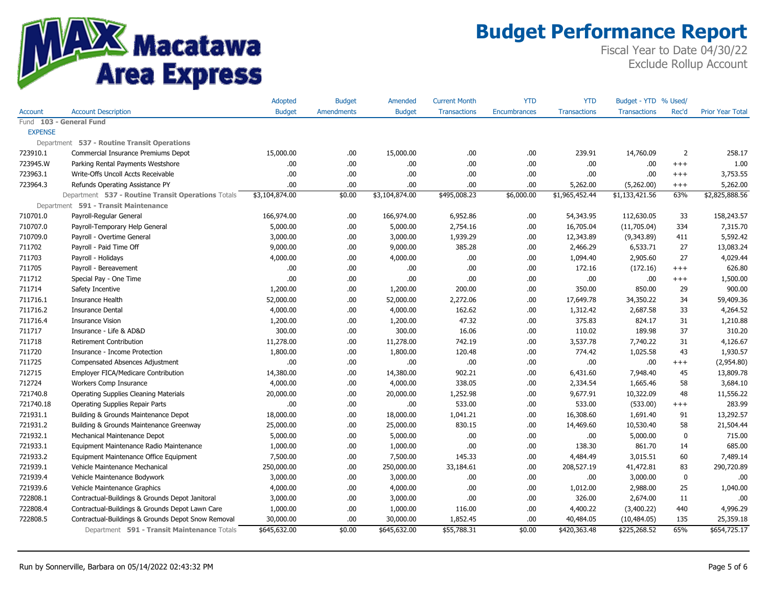# Budget Performance Report

Fiscal Year to Date 04/30/22
Exclude Rollup Account

Macatawa Area Express

| Account | Account Description | Adopted Budget | Budget Amendments | Amended Budget | Current Month Transactions | YTD Encumbrances | YTD Transactions | Budget - YTD Transactions | % Used/ Rec'd | Prior Year Total |
|---|---|---|---|---|---|---|---|---|---|---|
| Fund **103 - General Fund** | | | | | | | | | | |
| EXPENSE | | | | | | | | | | |
| Department **537 - Routine Transit Operations** | | | | | | | | | | |
| 723910.1 | Commercial Insurance Premiums Depot | 15,000.00 | .00 | 15,000.00 | .00 | .00 | 239.91 | 14,760.09 | 2 | 258.17 |
| 723945.W | Parking Rental Payments Westshore | .00 | .00 | .00 | .00 | .00 | .00 | .00 | +++ | 1.00 |
| 723963.1 | Write-Offs Uncoll Accts Receivable | .00 | .00 | .00 | .00 | .00 | .00 | .00 | +++ | 3,753.55 |
| 723964.3 | Refunds Operating Assistance PY | .00 | .00 | .00 | .00 | .00 | 5,262.00 | (5,262.00) | +++ | 5,262.00 |
| | Department **537 - Routine Transit Operations** Totals | $3,104,874.00 | $0.00 | $3,104,874.00 | $495,008.23 | $6,000.00 | $1,965,452.44 | $1,133,421.56 | 63% | $2,825,888.56 |
| Department **591 - Transit Maintenance** | | | | | | | | | | |
| 710701.0 | Payroll-Regular General | 166,974.00 | .00 | 166,974.00 | 6,952.86 | .00 | 54,343.95 | 112,630.05 | 33 | 158,243.57 |
| 710707.0 | Payroll-Temporary Help General | 5,000.00 | .00 | 5,000.00 | 2,754.16 | .00 | 16,705.04 | (11,705.04) | 334 | 7,315.70 |
| 710709.0 | Payroll - Overtime General | 3,000.00 | .00 | 3,000.00 | 1,939.29 | .00 | 12,343.89 | (9,343.89) | 411 | 5,592.42 |
| 711702 | Payroll - Paid Time Off | 9,000.00 | .00 | 9,000.00 | 385.28 | .00 | 2,466.29 | 6,533.71 | 27 | 13,083.24 |
| 711703 | Payroll - Holidays | 4,000.00 | .00 | 4,000.00 | .00 | .00 | 1,094.40 | 2,905.60 | 27 | 4,029.44 |
| 711705 | Payroll - Bereavement | .00 | .00 | .00 | .00 | .00 | 172.16 | (172.16) | +++ | 626.80 |
| 711712 | Special Pay - One Time | .00 | .00 | .00 | .00 | .00 | .00 | .00 | +++ | 1,500.00 |
| 711714 | Safety Incentive | 1,200.00 | .00 | 1,200.00 | 200.00 | .00 | 350.00 | 850.00 | 29 | 900.00 |
| 711716.1 | Insurance Health | 52,000.00 | .00 | 52,000.00 | 2,272.06 | .00 | 17,649.78 | 34,350.22 | 34 | 59,409.36 |
| 711716.2 | Insurance Dental | 4,000.00 | .00 | 4,000.00 | 162.62 | .00 | 1,312.42 | 2,687.58 | 33 | 4,264.52 |
| 711716.4 | Insurance Vision | 1,200.00 | .00 | 1,200.00 | 47.32 | .00 | 375.83 | 824.17 | 31 | 1,210.88 |
| 711717 | Insurance - Life & AD&D | 300.00 | .00 | 300.00 | 16.06 | .00 | 110.02 | 189.98 | 37 | 310.20 |
| 711718 | Retirement Contribution | 11,278.00 | .00 | 11,278.00 | 742.19 | .00 | 3,537.78 | 7,740.22 | 31 | 4,126.67 |
| 711720 | Insurance - Income Protection | 1,800.00 | .00 | 1,800.00 | 120.48 | .00 | 774.42 | 1,025.58 | 43 | 1,930.57 |
| 711725 | Compensated Absences Adjustment | .00 | .00 | .00 | .00 | .00 | .00 | .00 | +++ | (2,954.80) |
| 712715 | Employer FICA/Medicare Contribution | 14,380.00 | .00 | 14,380.00 | 902.21 | .00 | 6,431.60 | 7,948.40 | 45 | 13,809.78 |
| 712724 | Workers Comp Insurance | 4,000.00 | .00 | 4,000.00 | 338.05 | .00 | 2,334.54 | 1,665.46 | 58 | 3,684.10 |
| 721740.8 | Operating Supplies Cleaning Materials | 20,000.00 | .00 | 20,000.00 | 1,252.98 | .00 | 9,677.91 | 10,322.09 | 48 | 11,556.22 |
| 721740.18 | Operating Supplies Repair Parts | .00 | .00 | .00 | 533.00 | .00 | 533.00 | (533.00) | +++ | 283.99 |
| 721931.1 | Building & Grounds Maintenance Depot | 18,000.00 | .00 | 18,000.00 | 1,041.21 | .00 | 16,308.60 | 1,691.40 | 91 | 13,292.57 |
| 721931.2 | Building & Grounds Maintenance Greenway | 25,000.00 | .00 | 25,000.00 | 830.15 | .00 | 14,469.60 | 10,530.40 | 58 | 21,504.44 |
| 721932.1 | Mechanical Maintenance Depot | 5,000.00 | .00 | 5,000.00 | .00 | .00 | .00 | 5,000.00 | 0 | 715.00 |
| 721933.1 | Equipment Maintenance Radio Maintenance | 1,000.00 | .00 | 1,000.00 | .00 | .00 | 138.30 | 861.70 | 14 | 685.00 |
| 721933.2 | Equipment Maintenance Office Equipment | 7,500.00 | .00 | 7,500.00 | 145.33 | .00 | 4,484.49 | 3,015.51 | 60 | 7,489.14 |
| 721939.1 | Vehicle Maintenance Mechanical | 250,000.00 | .00 | 250,000.00 | 33,184.61 | .00 | 208,527.19 | 41,472.81 | 83 | 290,720.89 |
| 721939.4 | Vehicle Maintenance Bodywork | 3,000.00 | .00 | 3,000.00 | .00 | .00 | .00 | 3,000.00 | 0 | .00 |
| 721939.6 | Vehicle Maintenance Graphics | 4,000.00 | .00 | 4,000.00 | .00 | .00 | 1,012.00 | 2,988.00 | 25 | 1,040.00 |
| 722808.1 | Contractual-Buildings & Grounds Depot Janitoral | 3,000.00 | .00 | 3,000.00 | .00 | .00 | 326.00 | 2,674.00 | 11 | .00 |
| 722808.4 | Contractual-Buildings & Grounds Depot Lawn Care | 1,000.00 | .00 | 1,000.00 | 116.00 | .00 | 4,400.22 | (3,400.22) | 440 | 4,996.29 |
| 722808.5 | Contractual-Buildings & Grounds Depot Snow Removal | 30,000.00 | .00 | 30,000.00 | 1,852.45 | .00 | 40,484.05 | (10,484.05) | 135 | 25,359.18 |
| | Department **591 - Transit Maintenance** Totals | $645,632.00 | $0.00 | $645,632.00 | $55,788.31 | $0.00 | $420,363.48 | $225,268.52 | 65% | $654,725.17 |

Run by Sonnerville, Barbara on 05/14/2022 02:43:32 PM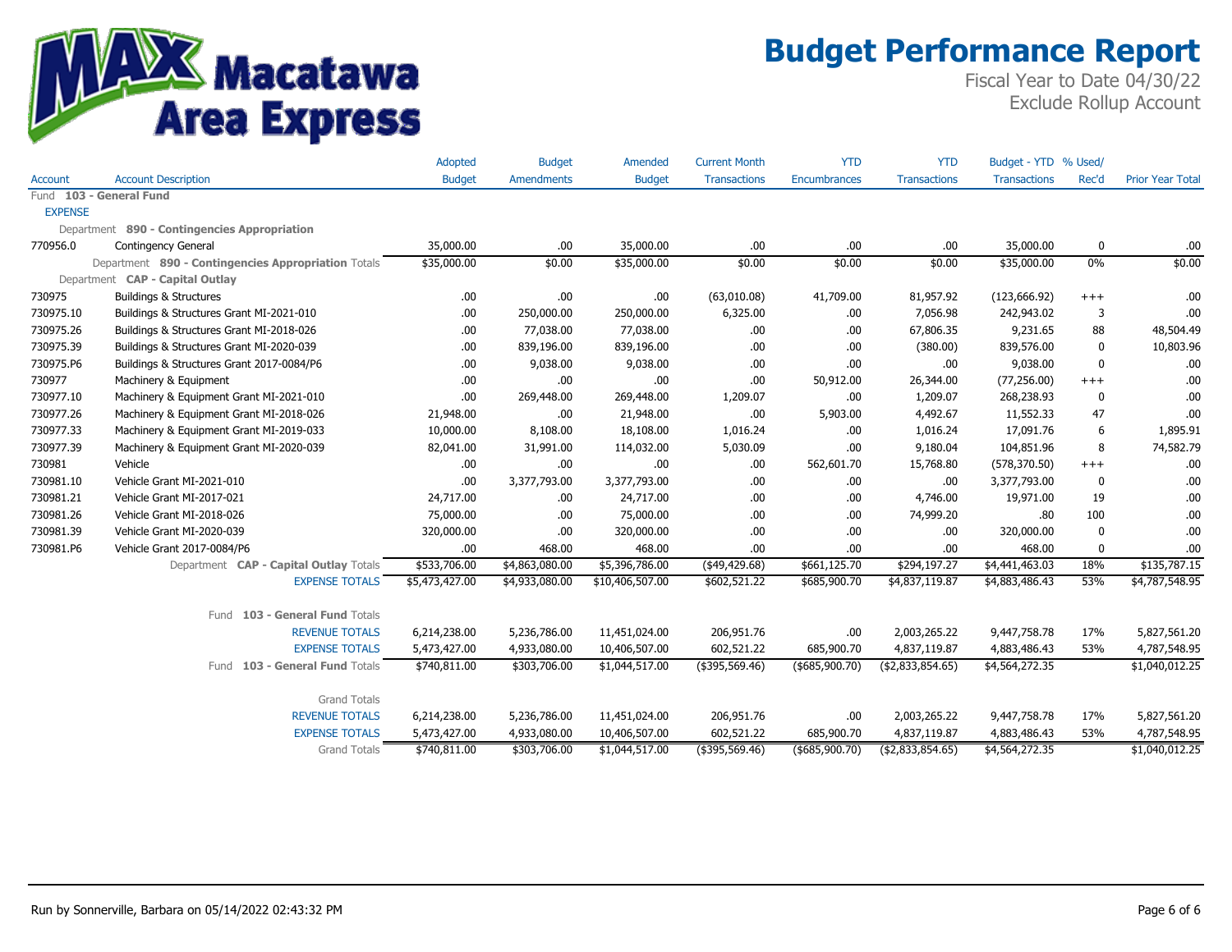# Budget Performance Report

Fiscal Year to Date 04/30/22
Exclude Rollup Account

| Account | Account Description | Adopted Budget | Budget Amendments | Amended Budget | Current Month Transactions | YTD Encumbrances | YTD Transactions | Budget - YTD Transactions | % Used/ Rec'd | Prior Year Total |
|---|---|---|---|---|---|---|---|---|---|---|
| Fund **103 - General Fund** | | | | | | | | | | |
| EXPENSE | | | | | | | | | | |
| Department **890 - Contingencies Appropriation** | | | | | | | | | | |
| 770956.0 | Contingency General | 35,000.00 | .00 | 35,000.00 | .00 | .00 | .00 | 35,000.00 | 0 | .00 |
| | Department **890 - Contingencies Appropriation** Totals | $35,000.00 | $0.00 | $35,000.00 | $0.00 | $0.00 | $0.00 | $35,000.00 | 0% | $0.00 |
| Department **CAP - Capital Outlay** | | | | | | | | | | |
| 730975 | Buildings & Structures | .00 | .00 | .00 | (63,010.08) | 41,709.00 | 81,957.92 | (123,666.92) | +++ | .00 |
| 730975.10 | Buildings & Structures Grant MI-2021-010 | .00 | 250,000.00 | 250,000.00 | 6,325.00 | .00 | 7,056.98 | 242,943.02 | 3 | .00 |
| 730975.26 | Buildings & Structures Grant MI-2018-026 | .00 | 77,038.00 | 77,038.00 | .00 | .00 | 67,806.35 | 9,231.65 | 88 | 48,504.49 |
| 730975.39 | Buildings & Structures Grant MI-2020-039 | .00 | 839,196.00 | 839,196.00 | .00 | .00 | (380.00) | 839,576.00 | 0 | 10,803.96 |
| 730975.P6 | Buildings & Structures Grant 2017-0084/P6 | .00 | 9,038.00 | 9,038.00 | .00 | .00 | .00 | 9,038.00 | 0 | .00 |
| 730977 | Machinery & Equipment | .00 | .00 | .00 | .00 | 50,912.00 | 26,344.00 | (77,256.00) | +++ | .00 |
| 730977.10 | Machinery & Equipment Grant MI-2021-010 | .00 | 269,448.00 | 269,448.00 | 1,209.07 | .00 | 1,209.07 | 268,238.93 | 0 | .00 |
| 730977.26 | Machinery & Equipment Grant MI-2018-026 | 21,948.00 | .00 | 21,948.00 | .00 | 5,903.00 | 4,492.67 | 11,552.33 | 47 | .00 |
| 730977.33 | Machinery & Equipment Grant MI-2019-033 | 10,000.00 | 8,108.00 | 18,108.00 | 1,016.24 | .00 | 1,016.24 | 17,091.76 | 6 | 1,895.91 |
| 730977.39 | Machinery & Equipment Grant MI-2020-039 | 82,041.00 | 31,991.00 | 114,032.00 | 5,030.09 | .00 | 9,180.04 | 104,851.96 | 8 | 74,582.79 |
| 730981 | Vehicle | .00 | .00 | .00 | .00 | 562,601.70 | 15,768.80 | (578,370.50) | +++ | .00 |
| 730981.10 | Vehicle Grant MI-2021-010 | .00 | 3,377,793.00 | 3,377,793.00 | .00 | .00 | .00 | 3,377,793.00 | 0 | .00 |
| 730981.21 | Vehicle Grant MI-2017-021 | 24,717.00 | .00 | 24,717.00 | .00 | .00 | 4,746.00 | 19,971.00 | 19 | .00 |
| 730981.26 | Vehicle Grant MI-2018-026 | 75,000.00 | .00 | 75,000.00 | .00 | .00 | 74,999.20 | .80 | 100 | .00 |
| 730981.39 | Vehicle Grant MI-2020-039 | 320,000.00 | .00 | 320,000.00 | .00 | .00 | .00 | 320,000.00 | 0 | .00 |
| 730981.P6 | Vehicle Grant 2017-0084/P6 | .00 | 468.00 | 468.00 | .00 | .00 | .00 | 468.00 | 0 | .00 |
| | Department **CAP - Capital Outlay** Totals | $533,706.00 | $4,863,080.00 | $5,396,786.00 | ($49,429.68) | $661,125.70 | $294,197.27 | $4,441,463.03 | 18% | $135,787.15 |
| | EXPENSE TOTALS | $5,473,427.00 | $4,933,080.00 | $10,406,507.00 | $602,521.22 | $685,900.70 | $4,837,119.87 | $4,883,486.43 | 53% | $4,787,548.95 |
| | Fund **103 - General Fund** Totals | | | | | | | | | |
| | REVENUE TOTALS | 6,214,238.00 | 5,236,786.00 | 11,451,024.00 | 206,951.76 | .00 | 2,003,265.22 | 9,447,758.78 | 17% | 5,827,561.20 |
| | EXPENSE TOTALS | 5,473,427.00 | 4,933,080.00 | 10,406,507.00 | 602,521.22 | 685,900.70 | 4,837,119.87 | 4,883,486.43 | 53% | 4,787,548.95 |
| | Fund **103 - General Fund** Totals | $740,811.00 | $303,706.00 | $1,044,517.00 | ($395,569.46) | ($685,900.70) | ($2,833,854.65) | $4,564,272.35 | | $1,040,012.25 |
| | Grand Totals | | | | | | | | | |
| | REVENUE TOTALS | 6,214,238.00 | 5,236,786.00 | 11,451,024.00 | 206,951.76 | .00 | 2,003,265.22 | 9,447,758.78 | 17% | 5,827,561.20 |
| | EXPENSE TOTALS | 5,473,427.00 | 4,933,080.00 | 10,406,507.00 | 602,521.22 | 685,900.70 | 4,837,119.87 | 4,883,486.43 | 53% | 4,787,548.95 |
| | Grand Totals | $740,811.00 | $303,706.00 | $1,044,517.00 | ($395,569.46) | ($685,900.70) | ($2,833,854.65) | $4,564,272.35 | | $1,040,012.25 |

Run by Sonnerville, Barbara on 05/14/2022 02:43:32 PM